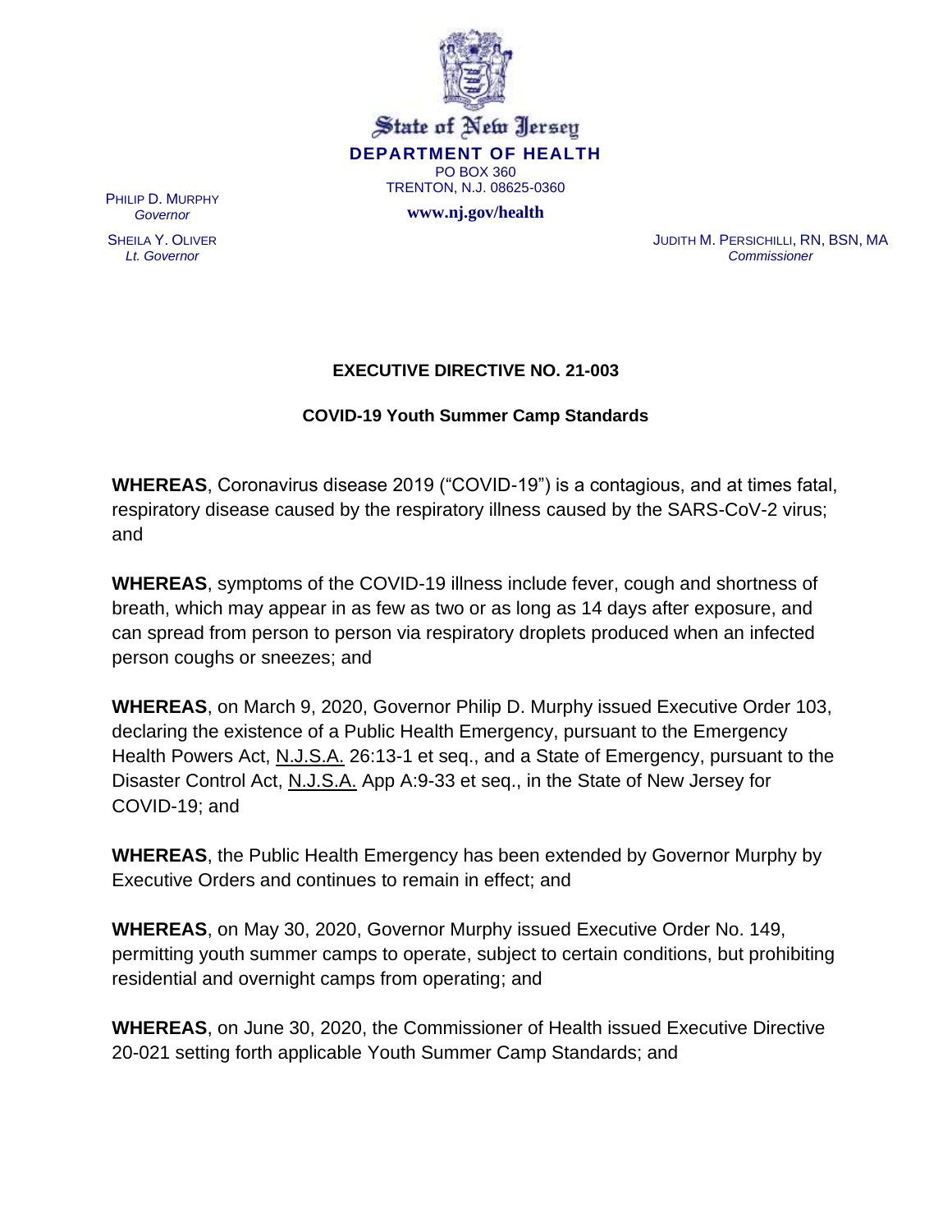State of New Jersey

**DEPARTMENT OF HEALTH**

PO BOX 360

TRENTON, N.J. 08625-0360

**www.nj.gov/health**

PHILIP D. MURPHY
*Governor*

SHEILA Y. OLIVER
*Lt. Governor*

JUDITH M. PERSICHILLI, RN, BSN, MA
*Commissioner*

## EXECUTIVE DIRECTIVE NO. 21-003

### COVID-19 Youth Summer Camp Standards

**WHEREAS**, Coronavirus disease 2019 ("COVID-19") is a contagious, and at times fatal, respiratory disease caused by the respiratory illness caused by the SARS-CoV-2 virus; and

**WHEREAS**, symptoms of the COVID-19 illness include fever, cough and shortness of breath, which may appear in as few as two or as long as 14 days after exposure, and can spread from person to person via respiratory droplets produced when an infected person coughs or sneezes; and

**WHEREAS**, on March 9, 2020, Governor Philip D. Murphy issued Executive Order 103, declaring the existence of a Public Health Emergency, pursuant to the Emergency Health Powers Act, N.J.S.A. 26:13-1 et seq., and a State of Emergency, pursuant to the Disaster Control Act, N.J.S.A. App A:9-33 et seq., in the State of New Jersey for COVID-19; and

**WHEREAS**, the Public Health Emergency has been extended by Governor Murphy by Executive Orders and continues to remain in effect; and

**WHEREAS**, on May 30, 2020, Governor Murphy issued Executive Order No. 149, permitting youth summer camps to operate, subject to certain conditions, but prohibiting residential and overnight camps from operating; and

**WHEREAS**, on June 30, 2020, the Commissioner of Health issued Executive Directive 20-021 setting forth applicable Youth Summer Camp Standards; and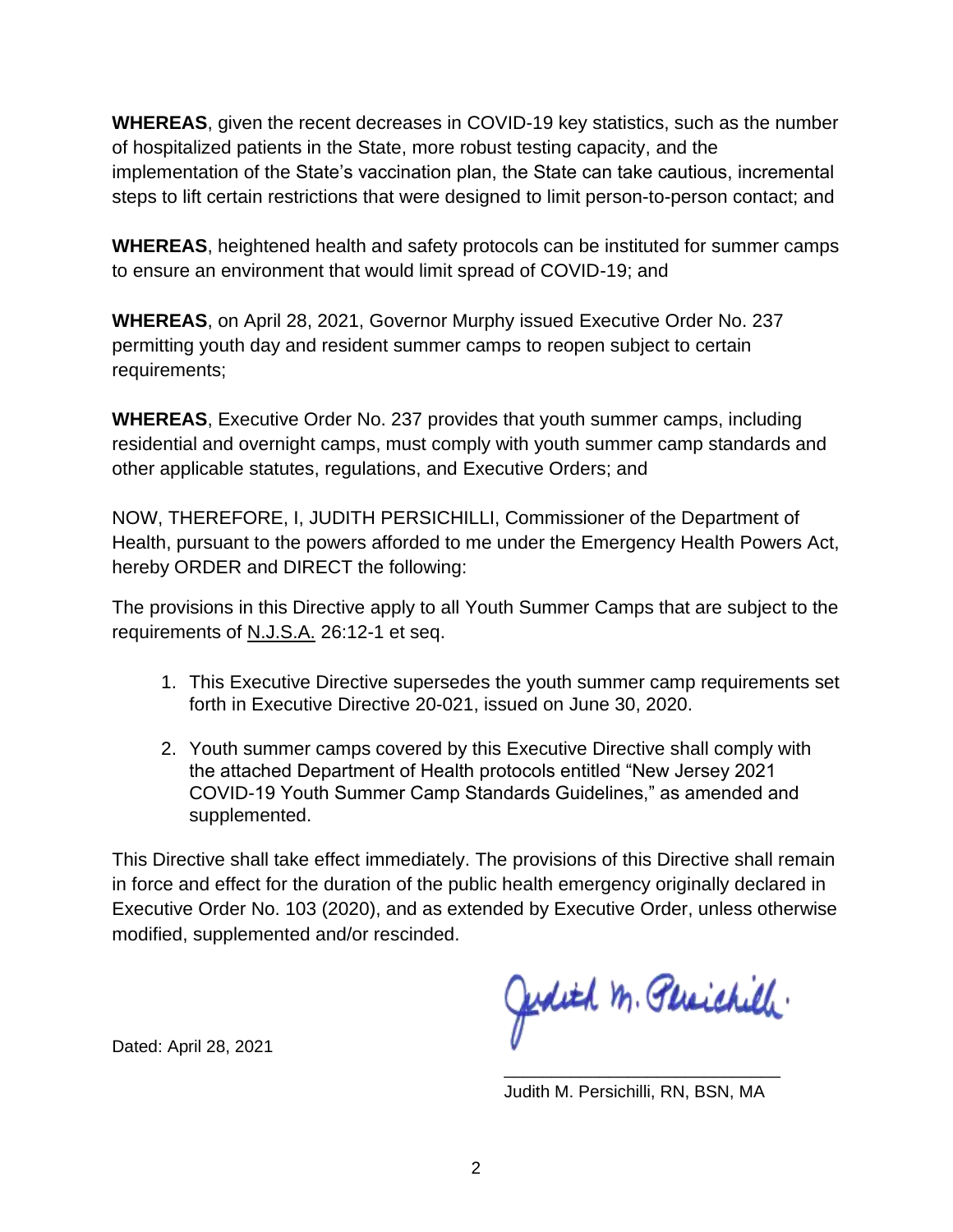**WHEREAS**, given the recent decreases in COVID-19 key statistics, such as the number of hospitalized patients in the State, more robust testing capacity, and the implementation of the State's vaccination plan, the State can take cautious, incremental steps to lift certain restrictions that were designed to limit person-to-person contact; and

**WHEREAS**, heightened health and safety protocols can be instituted for summer camps to ensure an environment that would limit spread of COVID-19; and

**WHEREAS**, on April 28, 2021, Governor Murphy issued Executive Order No. 237 permitting youth day and resident summer camps to reopen subject to certain requirements;

**WHEREAS**, Executive Order No. 237 provides that youth summer camps, including residential and overnight camps, must comply with youth summer camp standards and other applicable statutes, regulations, and Executive Orders; and

NOW, THEREFORE, I, JUDITH PERSICHILLI, Commissioner of the Department of Health, pursuant to the powers afforded to me under the Emergency Health Powers Act, hereby ORDER and DIRECT the following:

The provisions in this Directive apply to all Youth Summer Camps that are subject to the requirements of N.J.S.A. 26:12-1 et seq.

1. This Executive Directive supersedes the youth summer camp requirements set forth in Executive Directive 20-021, issued on June 30, 2020.
2. Youth summer camps covered by this Executive Directive shall comply with the attached Department of Health protocols entitled "New Jersey 2021 COVID-19 Youth Summer Camp Standards Guidelines," as amended and supplemented.

This Directive shall take effect immediately. The provisions of this Directive shall remain in force and effect for the duration of the public health emergency originally declared in Executive Order No. 103 (2020), and as extended by Executive Order, unless otherwise modified, supplemented and/or rescinded.

Dated: April 28, 2021

Judith M. Persichilli

___________________________

Judith M. Persichilli, RN, BSN, MA